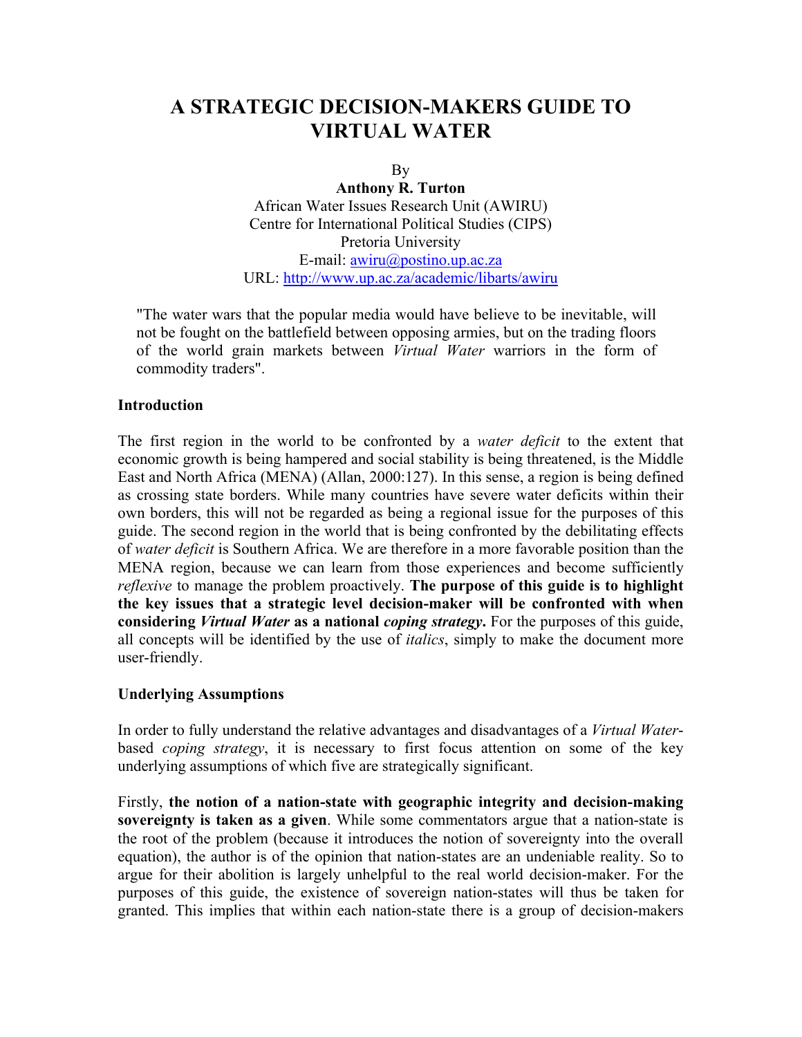# A STRATEGIC DECISION-MAKERS GUIDE TO VIRTUAL WATER

By

**Anthony R. Turton**

African Water Issues Research Unit (AWIRU)
Centre for International Political Studies (CIPS)
Pretoria University
E-mail: awiru@postino.up.ac.za
URL: http://www.up.ac.za/academic/libarts/awiru

> "The water wars that the popular media would have believe to be inevitable, will not be fought on the battlefield between opposing armies, but on the trading floors of the world grain markets between *Virtual Water* warriors in the form of commodity traders".

**Introduction**

The first region in the world to be confronted by a *water deficit* to the extent that economic growth is being hampered and social stability is being threatened, is the Middle East and North Africa (MENA) (Allan, 2000:127). In this sense, a region is being defined as crossing state borders. While many countries have severe water deficits within their own borders, this will not be regarded as being a regional issue for the purposes of this guide. The second region in the world that is being confronted by the debilitating effects of *water deficit* is Southern Africa. We are therefore in a more favorable position than the MENA region, because we can learn from those experiences and become sufficiently *reflexive* to manage the problem proactively. **The purpose of this guide is to highlight the key issues that a strategic level decision-maker will be confronted with when considering *Virtual Water* as a national *coping strategy*.** For the purposes of this guide, all concepts will be identified by the use of *italics*, simply to make the document more user-friendly.

**Underlying Assumptions**

In order to fully understand the relative advantages and disadvantages of a *Virtual Water*-based *coping strategy*, it is necessary to first focus attention on some of the key underlying assumptions of which five are strategically significant.

Firstly, **the notion of a nation-state with geographic integrity and decision-making sovereignty is taken as a given**. While some commentators argue that a nation-state is the root of the problem (because it introduces the notion of sovereignty into the overall equation), the author is of the opinion that nation-states are an undeniable reality. So to argue for their abolition is largely unhelpful to the real world decision-maker. For the purposes of this guide, the existence of sovereign nation-states will thus be taken for granted. This implies that within each nation-state there is a group of decision-makers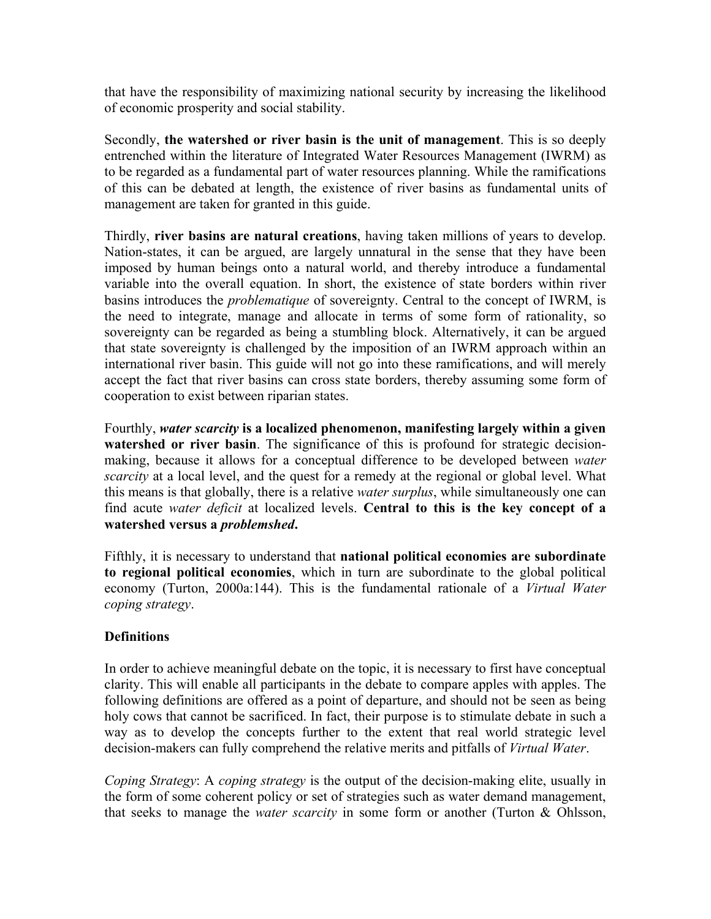that have the responsibility of maximizing national security by increasing the likelihood of economic prosperity and social stability.

Secondly, **the watershed or river basin is the unit of management**. This is so deeply entrenched within the literature of Integrated Water Resources Management (IWRM) as to be regarded as a fundamental part of water resources planning. While the ramifications of this can be debated at length, the existence of river basins as fundamental units of management are taken for granted in this guide.

Thirdly, **river basins are natural creations**, having taken millions of years to develop. Nation-states, it can be argued, are largely unnatural in the sense that they have been imposed by human beings onto a natural world, and thereby introduce a fundamental variable into the overall equation. In short, the existence of state borders within river basins introduces the *problematique* of sovereignty. Central to the concept of IWRM, is the need to integrate, manage and allocate in terms of some form of rationality, so sovereignty can be regarded as being a stumbling block. Alternatively, it can be argued that state sovereignty is challenged by the imposition of an IWRM approach within an international river basin. This guide will not go into these ramifications, and will merely accept the fact that river basins can cross state borders, thereby assuming some form of cooperation to exist between riparian states.

Fourthly, ***water scarcity*** **is a localized phenomenon, manifesting largely within a given watershed or river basin**. The significance of this is profound for strategic decision-making, because it allows for a conceptual difference to be developed between *water scarcity* at a local level, and the quest for a remedy at the regional or global level. What this means is that globally, there is a relative *water surplus*, while simultaneously one can find acute *water deficit* at localized levels. **Central to this is the key concept of a watershed versus a *problemshed*.**

Fifthly, it is necessary to understand that **national political economies are subordinate to regional political economies**, which in turn are subordinate to the global political economy (Turton, 2000a:144). This is the fundamental rationale of a *Virtual Water coping strategy*.

## Definitions

In order to achieve meaningful debate on the topic, it is necessary to first have conceptual clarity. This will enable all participants in the debate to compare apples with apples. The following definitions are offered as a point of departure, and should not be seen as being holy cows that cannot be sacrificed. In fact, their purpose is to stimulate debate in such a way as to develop the concepts further to the extent that real world strategic level decision-makers can fully comprehend the relative merits and pitfalls of *Virtual Water*.

*Coping Strategy*: A *coping strategy* is the output of the decision-making elite, usually in the form of some coherent policy or set of strategies such as water demand management, that seeks to manage the *water scarcity* in some form or another (Turton & Ohlsson,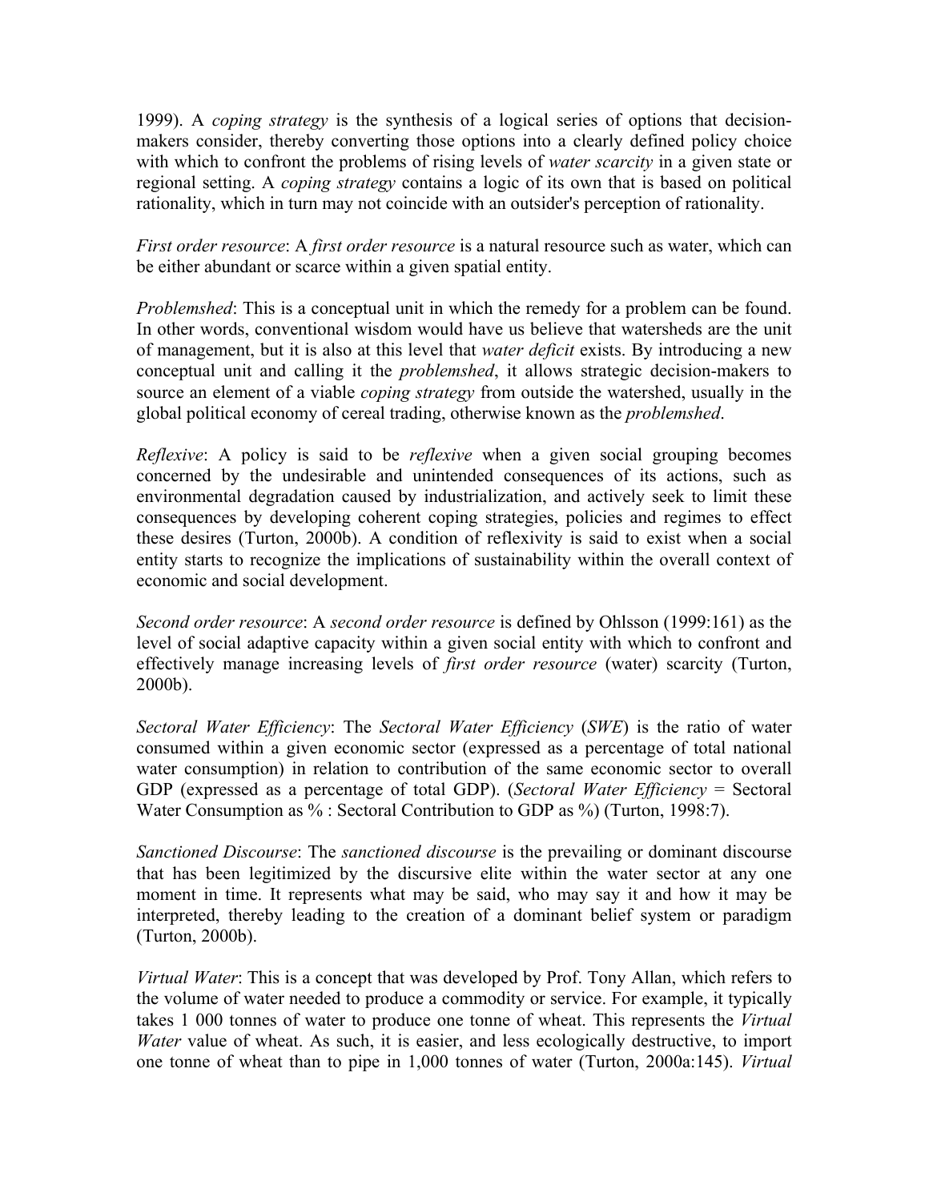1999). A *coping strategy* is the synthesis of a logical series of options that decision-makers consider, thereby converting those options into a clearly defined policy choice with which to confront the problems of rising levels of *water scarcity* in a given state or regional setting. A *coping strategy* contains a logic of its own that is based on political rationality, which in turn may not coincide with an outsider's perception of rationality.

*First order resource*: A *first order resource* is a natural resource such as water, which can be either abundant or scarce within a given spatial entity.

*Problemshed*: This is a conceptual unit in which the remedy for a problem can be found. In other words, conventional wisdom would have us believe that watersheds are the unit of management, but it is also at this level that *water deficit* exists. By introducing a new conceptual unit and calling it the *problemshed*, it allows strategic decision-makers to source an element of a viable *coping strategy* from outside the watershed, usually in the global political economy of cereal trading, otherwise known as the *problemshed*.

*Reflexive*: A policy is said to be *reflexive* when a given social grouping becomes concerned by the undesirable and unintended consequences of its actions, such as environmental degradation caused by industrialization, and actively seek to limit these consequences by developing coherent coping strategies, policies and regimes to effect these desires (Turton, 2000b). A condition of reflexivity is said to exist when a social entity starts to recognize the implications of sustainability within the overall context of economic and social development.

*Second order resource*: A *second order resource* is defined by Ohlsson (1999:161) as the level of social adaptive capacity within a given social entity with which to confront and effectively manage increasing levels of *first order resource* (water) scarcity (Turton, 2000b).

*Sectoral Water Efficiency*: The *Sectoral Water Efficiency* (*SWE*) is the ratio of water consumed within a given economic sector (expressed as a percentage of total national water consumption) in relation to contribution of the same economic sector to overall GDP (expressed as a percentage of total GDP). (*Sectoral Water Efficiency* = Sectoral Water Consumption as % : Sectoral Contribution to GDP as %) (Turton, 1998:7).

*Sanctioned Discourse*: The *sanctioned discourse* is the prevailing or dominant discourse that has been legitimized by the discursive elite within the water sector at any one moment in time. It represents what may be said, who may say it and how it may be interpreted, thereby leading to the creation of a dominant belief system or paradigm (Turton, 2000b).

*Virtual Water*: This is a concept that was developed by Prof. Tony Allan, which refers to the volume of water needed to produce a commodity or service. For example, it typically takes 1 000 tonnes of water to produce one tonne of wheat. This represents the *Virtual Water* value of wheat. As such, it is easier, and less ecologically destructive, to import one tonne of wheat than to pipe in 1,000 tonnes of water (Turton, 2000a:145). *Virtual*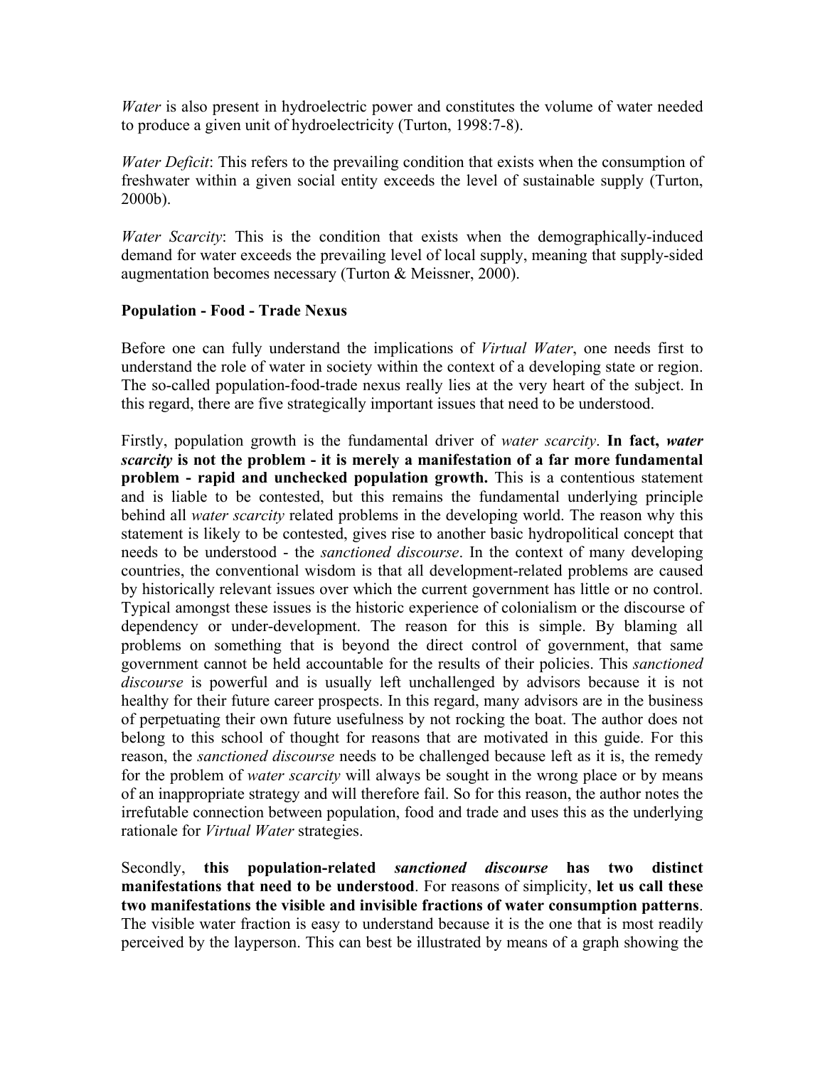*Water* is also present in hydroelectric power and constitutes the volume of water needed to produce a given unit of hydroelectricity (Turton, 1998:7-8).

*Water Deficit*: This refers to the prevailing condition that exists when the consumption of freshwater within a given social entity exceeds the level of sustainable supply (Turton, 2000b).

*Water Scarcity*: This is the condition that exists when the demographically-induced demand for water exceeds the prevailing level of local supply, meaning that supply-sided augmentation becomes necessary (Turton & Meissner, 2000).

**Population - Food - Trade Nexus**

Before one can fully understand the implications of *Virtual Water*, one needs first to understand the role of water in society within the context of a developing state or region. The so-called population-food-trade nexus really lies at the very heart of the subject. In this regard, there are five strategically important issues that need to be understood.

Firstly, population growth is the fundamental driver of *water scarcity*. **In fact, *water scarcity* is not the problem - it is merely a manifestation of a far more fundamental problem - rapid and unchecked population growth.** This is a contentious statement and is liable to be contested, but this remains the fundamental underlying principle behind all *water scarcity* related problems in the developing world. The reason why this statement is likely to be contested, gives rise to another basic hydropolitical concept that needs to be understood - the *sanctioned discourse*. In the context of many developing countries, the conventional wisdom is that all development-related problems are caused by historically relevant issues over which the current government has little or no control. Typical amongst these issues is the historic experience of colonialism or the discourse of dependency or under-development. The reason for this is simple. By blaming all problems on something that is beyond the direct control of government, that same government cannot be held accountable for the results of their policies. This *sanctioned discourse* is powerful and is usually left unchallenged by advisors because it is not healthy for their future career prospects. In this regard, many advisors are in the business of perpetuating their own future usefulness by not rocking the boat. The author does not belong to this school of thought for reasons that are motivated in this guide. For this reason, the *sanctioned discourse* needs to be challenged because left as it is, the remedy for the problem of *water scarcity* will always be sought in the wrong place or by means of an inappropriate strategy and will therefore fail. So for this reason, the author notes the irrefutable connection between population, food and trade and uses this as the underlying rationale for *Virtual Water* strategies.

Secondly, **this population-related *sanctioned discourse* has two distinct manifestations that need to be understood**. For reasons of simplicity, **let us call these two manifestations the visible and invisible fractions of water consumption patterns**. The visible water fraction is easy to understand because it is the one that is most readily perceived by the layperson. This can best be illustrated by means of a graph showing the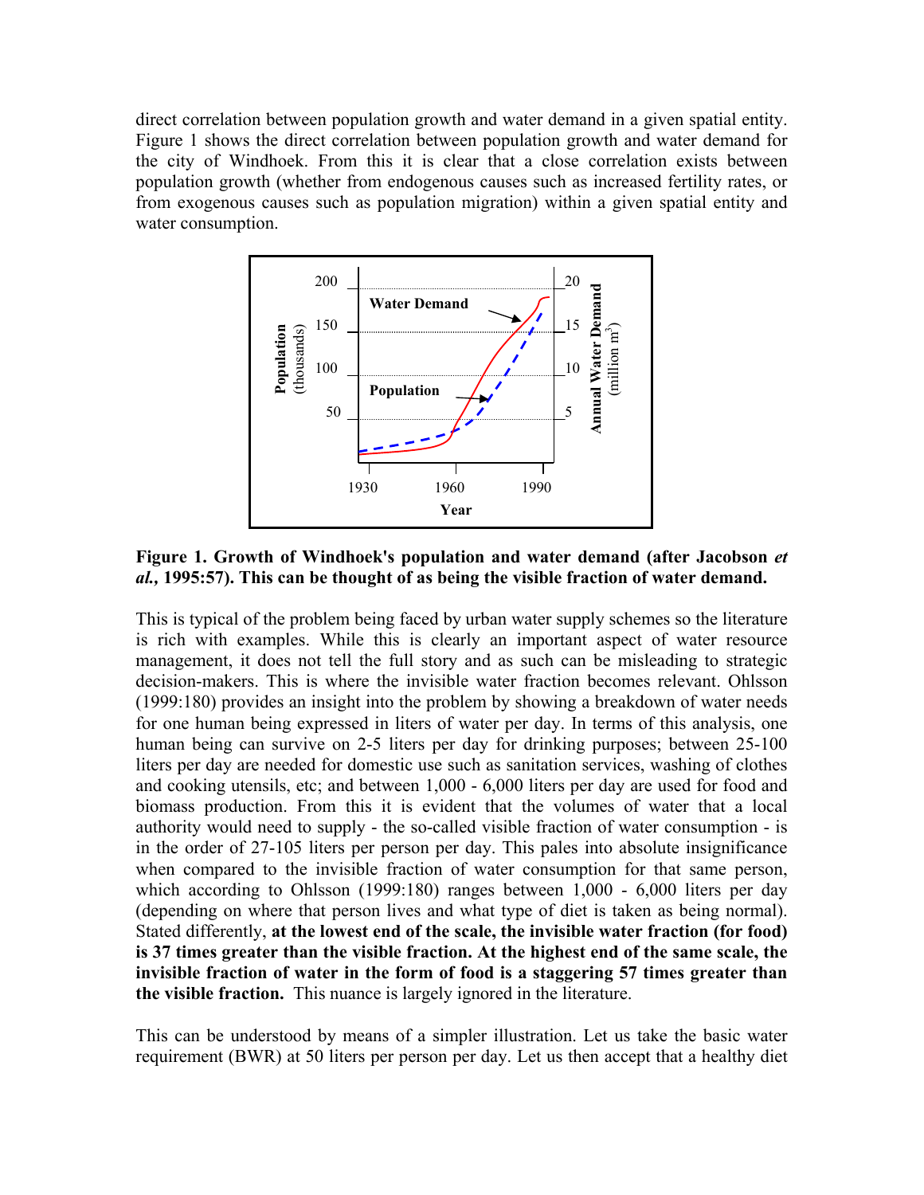direct correlation between population growth and water demand in a given spatial entity. Figure 1 shows the direct correlation between population growth and water demand for the city of Windhoek. From this it is clear that a close correlation exists between population growth (whether from endogenous causes such as increased fertility rates, or from exogenous causes such as population migration) within a given spatial entity and water consumption.

**Figure 1. Growth of Windhoek's population and water demand (after Jacobson *et al.,* 1995:57). This can be thought of as being the visible fraction of water demand.**

This is typical of the problem being faced by urban water supply schemes so the literature is rich with examples. While this is clearly an important aspect of water resource management, it does not tell the full story and as such can be misleading to strategic decision-makers. This is where the invisible water fraction becomes relevant. Ohlsson (1999:180) provides an insight into the problem by showing a breakdown of water needs for one human being expressed in liters of water per day. In terms of this analysis, one human being can survive on 2-5 liters per day for drinking purposes; between 25-100 liters per day are needed for domestic use such as sanitation services, washing of clothes and cooking utensils, etc; and between 1,000 - 6,000 liters per day are used for food and biomass production. From this it is evident that the volumes of water that a local authority would need to supply - the so-called visible fraction of water consumption - is in the order of 27-105 liters per person per day. This pales into absolute insignificance when compared to the invisible fraction of water consumption for that same person, which according to Ohlsson (1999:180) ranges between 1,000 - 6,000 liters per day (depending on where that person lives and what type of diet is taken as being normal). Stated differently, **at the lowest end of the scale, the invisible water fraction (for food) is 37 times greater than the visible fraction. At the highest end of the same scale, the invisible fraction of water in the form of food is a staggering 57 times greater than the visible fraction.** This nuance is largely ignored in the literature.

This can be understood by means of a simpler illustration. Let us take the basic water requirement (BWR) at 50 liters per person per day. Let us then accept that a healthy diet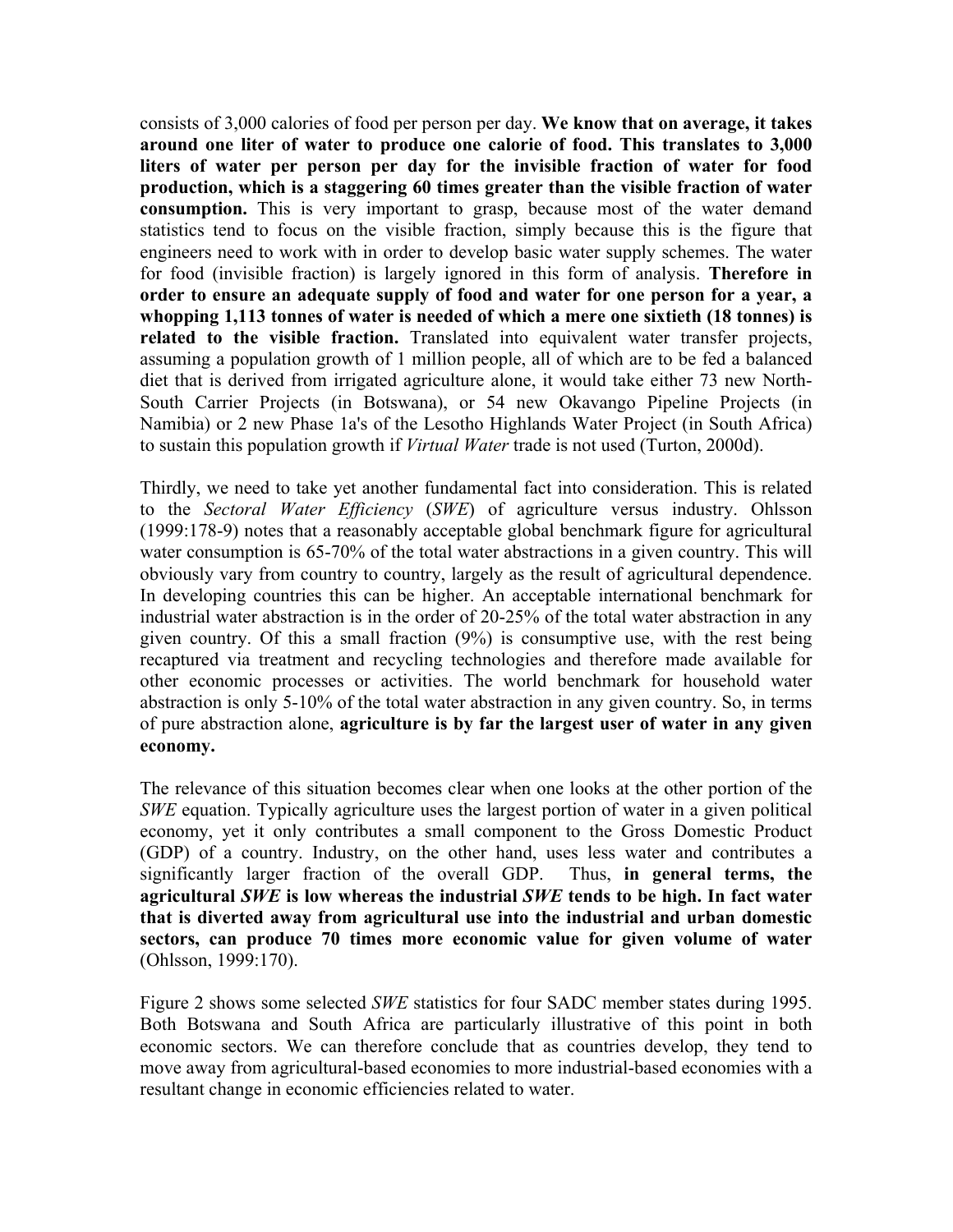consists of 3,000 calories of food per person per day. **We know that on average, it takes around one liter of water to produce one calorie of food. This translates to 3,000 liters of water per person per day for the invisible fraction of water for food production, which is a staggering 60 times greater than the visible fraction of water consumption.** This is very important to grasp, because most of the water demand statistics tend to focus on the visible fraction, simply because this is the figure that engineers need to work with in order to develop basic water supply schemes. The water for food (invisible fraction) is largely ignored in this form of analysis. **Therefore in order to ensure an adequate supply of food and water for one person for a year, a whopping 1,113 tonnes of water is needed of which a mere one sixtieth (18 tonnes) is related to the visible fraction.** Translated into equivalent water transfer projects, assuming a population growth of 1 million people, all of which are to be fed a balanced diet that is derived from irrigated agriculture alone, it would take either 73 new North-South Carrier Projects (in Botswana), or 54 new Okavango Pipeline Projects (in Namibia) or 2 new Phase 1a's of the Lesotho Highlands Water Project (in South Africa) to sustain this population growth if *Virtual Water* trade is not used (Turton, 2000d).

Thirdly, we need to take yet another fundamental fact into consideration. This is related to the *Sectoral Water Efficiency* (*SWE*) of agriculture versus industry. Ohlsson (1999:178-9) notes that a reasonably acceptable global benchmark figure for agricultural water consumption is 65-70% of the total water abstractions in a given country. This will obviously vary from country to country, largely as the result of agricultural dependence. In developing countries this can be higher. An acceptable international benchmark for industrial water abstraction is in the order of 20-25% of the total water abstraction in any given country. Of this a small fraction (9%) is consumptive use, with the rest being recaptured via treatment and recycling technologies and therefore made available for other economic processes or activities. The world benchmark for household water abstraction is only 5-10% of the total water abstraction in any given country. So, in terms of pure abstraction alone, **agriculture is by far the largest user of water in any given economy.**

The relevance of this situation becomes clear when one looks at the other portion of the *SWE* equation. Typically agriculture uses the largest portion of water in a given political economy, yet it only contributes a small component to the Gross Domestic Product (GDP) of a country. Industry, on the other hand, uses less water and contributes a significantly larger fraction of the overall GDP. Thus, **in general terms, the agricultural *SWE* is low whereas the industrial *SWE* tends to be high. In fact water that is diverted away from agricultural use into the industrial and urban domestic sectors, can produce 70 times more economic value for given volume of water** (Ohlsson, 1999:170).

Figure 2 shows some selected *SWE* statistics for four SADC member states during 1995. Both Botswana and South Africa are particularly illustrative of this point in both economic sectors. We can therefore conclude that as countries develop, they tend to move away from agricultural-based economies to more industrial-based economies with a resultant change in economic efficiencies related to water.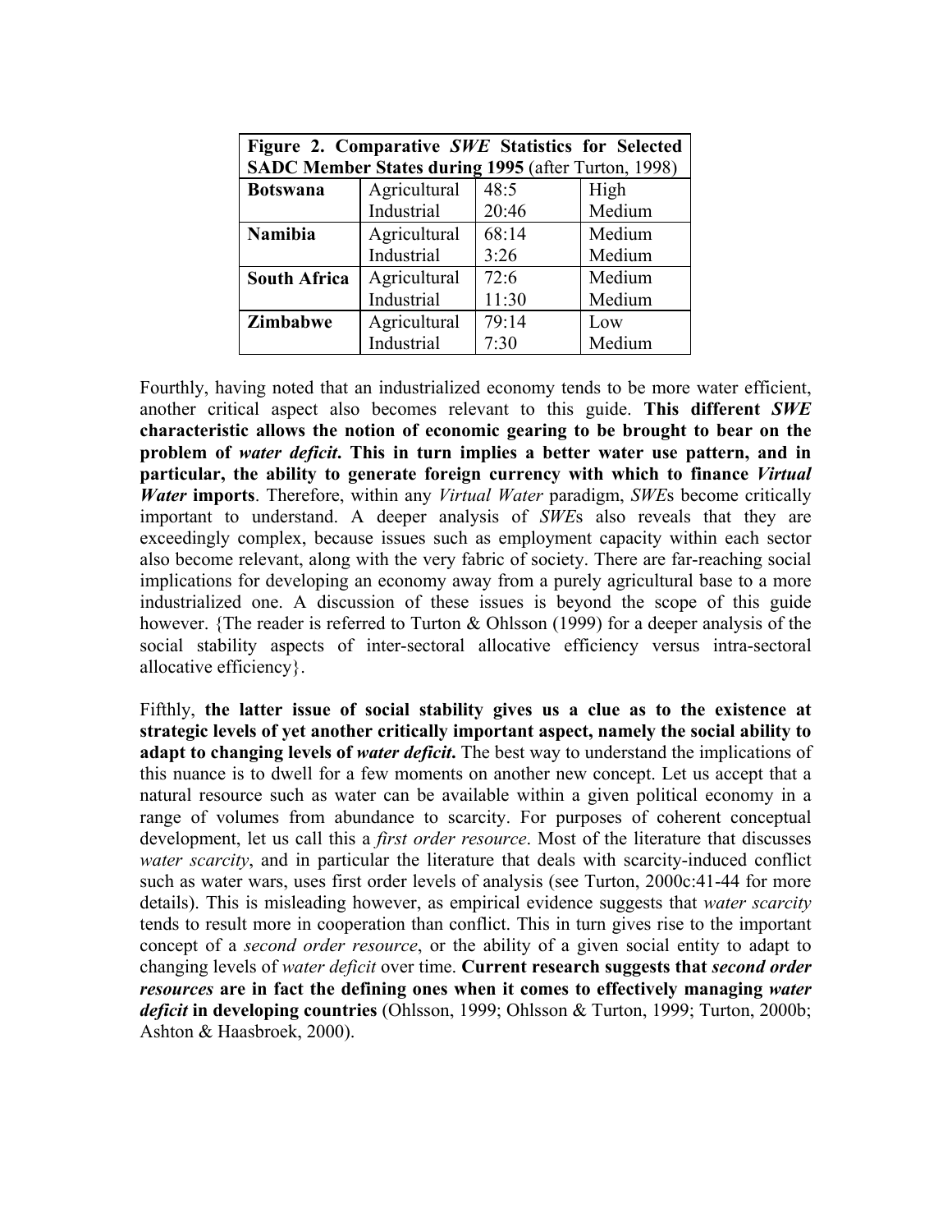| **Figure 2. Comparative *SWE* Statistics for Selected SADC Member States during 1995** (after Turton, 1998) | | | |
|---|---|---|---|
| **Botswana** | Agricultural | 48:5 | High |
| | Industrial | 20:46 | Medium |
| **Namibia** | Agricultural | 68:14 | Medium |
| | Industrial | 3:26 | Medium |
| **South Africa** | Agricultural | 72:6 | Medium |
| | Industrial | 11:30 | Medium |
| **Zimbabwe** | Agricultural | 79:14 | Low |
| | Industrial | 7:30 | Medium |

Fourthly, having noted that an industrialized economy tends to be more water efficient, another critical aspect also becomes relevant to this guide. **This different *SWE* characteristic allows the notion of economic gearing to be brought to bear on the problem of *water deficit*. This in turn implies a better water use pattern, and in particular, the ability to generate foreign currency with which to finance *Virtual Water* imports**. Therefore, within any *Virtual Water* paradigm, *SWE*s become critically important to understand. A deeper analysis of *SWE*s also reveals that they are exceedingly complex, because issues such as employment capacity within each sector also become relevant, along with the very fabric of society. There are far-reaching social implications for developing an economy away from a purely agricultural base to a more industrialized one. A discussion of these issues is beyond the scope of this guide however. {The reader is referred to Turton & Ohlsson (1999) for a deeper analysis of the social stability aspects of inter-sectoral allocative efficiency versus intra-sectoral allocative efficiency}.

Fifthly, **the latter issue of social stability gives us a clue as to the existence at strategic levels of yet another critically important aspect, namely the social ability to adapt to changing levels of *water deficit***. The best way to understand the implications of this nuance is to dwell for a few moments on another new concept. Let us accept that a natural resource such as water can be available within a given political economy in a range of volumes from abundance to scarcity. For purposes of coherent conceptual development, let us call this a *first order resource*. Most of the literature that discusses *water scarcity*, and in particular the literature that deals with scarcity-induced conflict such as water wars, uses first order levels of analysis (see Turton, 2000c:41-44 for more details). This is misleading however, as empirical evidence suggests that *water scarcity* tends to result more in cooperation than conflict. This in turn gives rise to the important concept of a *second order resource*, or the ability of a given social entity to adapt to changing levels of *water deficit* over time. **Current research suggests that *second order resources* are in fact the defining ones when it comes to effectively managing *water deficit* in developing countries** (Ohlsson, 1999; Ohlsson & Turton, 1999; Turton, 2000b; Ashton & Haasbroek, 2000).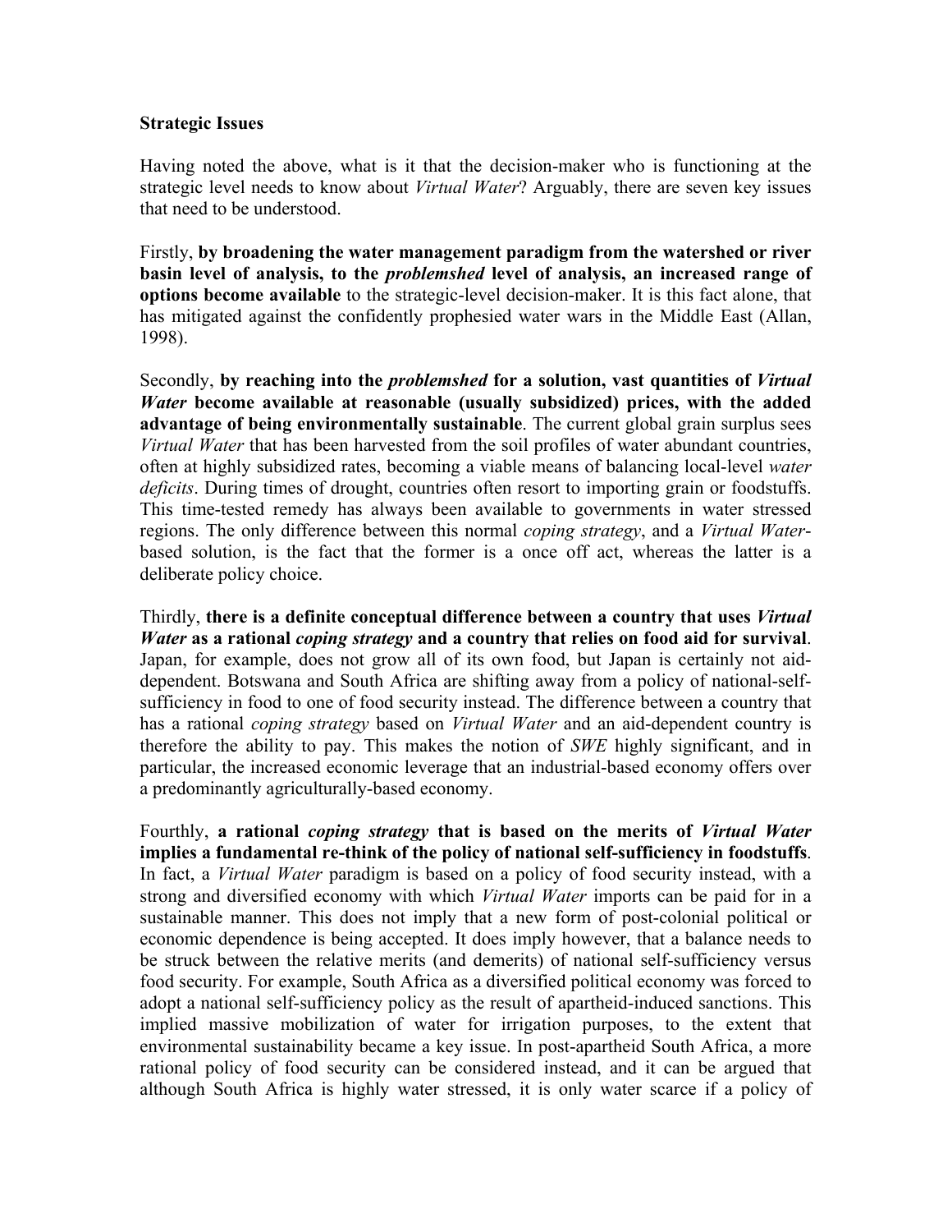**Strategic Issues**

Having noted the above, what is it that the decision-maker who is functioning at the strategic level needs to know about *Virtual Water*? Arguably, there are seven key issues that need to be understood.

Firstly, **by broadening the water management paradigm from the watershed or river basin level of analysis, to the *problemshed* level of analysis, an increased range of options become available** to the strategic-level decision-maker. It is this fact alone, that has mitigated against the confidently prophesied water wars in the Middle East (Allan, 1998).

Secondly, **by reaching into the *problemshed* for a solution, vast quantities of *Virtual Water* become available at reasonable (usually subsidized) prices, with the added advantage of being environmentally sustainable**. The current global grain surplus sees *Virtual Water* that has been harvested from the soil profiles of water abundant countries, often at highly subsidized rates, becoming a viable means of balancing local-level *water deficits*. During times of drought, countries often resort to importing grain or foodstuffs. This time-tested remedy has always been available to governments in water stressed regions. The only difference between this normal *coping strategy*, and a *Virtual Water*-based solution, is the fact that the former is a once off act, whereas the latter is a deliberate policy choice.

Thirdly, **there is a definite conceptual difference between a country that uses *Virtual Water* as a rational *coping strategy* and a country that relies on food aid for survival**. Japan, for example, does not grow all of its own food, but Japan is certainly not aid-dependent. Botswana and South Africa are shifting away from a policy of national-self-sufficiency in food to one of food security instead. The difference between a country that has a rational *coping strategy* based on *Virtual Water* and an aid-dependent country is therefore the ability to pay. This makes the notion of *SWE* highly significant, and in particular, the increased economic leverage that an industrial-based economy offers over a predominantly agriculturally-based economy.

Fourthly, **a rational *coping strategy* that is based on the merits of *Virtual Water* implies a fundamental re-think of the policy of national self-sufficiency in foodstuffs**. In fact, a *Virtual Water* paradigm is based on a policy of food security instead, with a strong and diversified economy with which *Virtual Water* imports can be paid for in a sustainable manner. This does not imply that a new form of post-colonial political or economic dependence is being accepted. It does imply however, that a balance needs to be struck between the relative merits (and demerits) of national self-sufficiency versus food security. For example, South Africa as a diversified political economy was forced to adopt a national self-sufficiency policy as the result of apartheid-induced sanctions. This implied massive mobilization of water for irrigation purposes, to the extent that environmental sustainability became a key issue. In post-apartheid South Africa, a more rational policy of food security can be considered instead, and it can be argued that although South Africa is highly water stressed, it is only water scarce if a policy of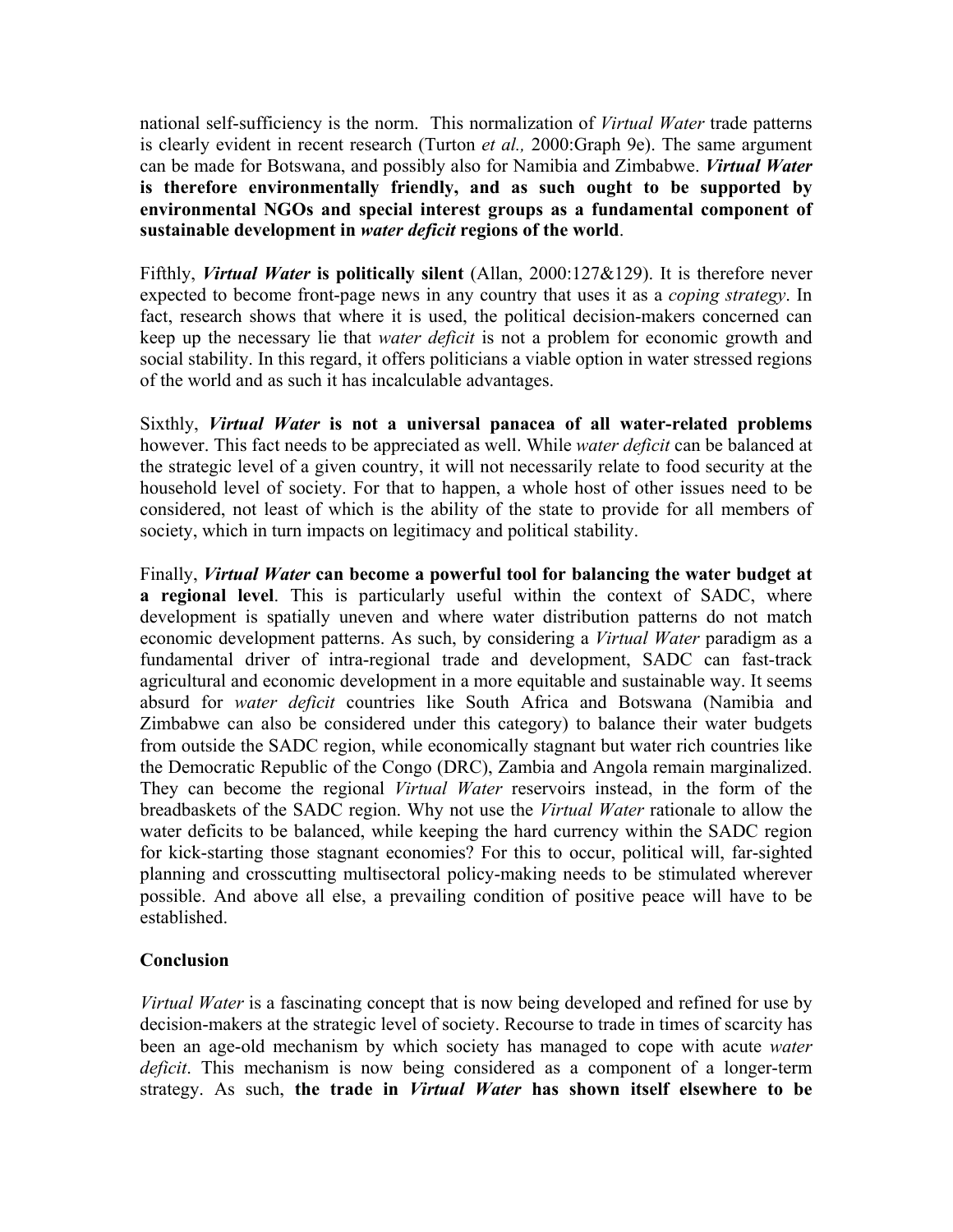national self-sufficiency is the norm. This normalization of *Virtual Water* trade patterns is clearly evident in recent research (Turton *et al.,* 2000:Graph 9e). The same argument can be made for Botswana, and possibly also for Namibia and Zimbabwe. ***Virtual Water* is therefore environmentally friendly, and as such ought to be supported by environmental NGOs and special interest groups as a fundamental component of sustainable development in *water deficit* regions of the world**.

Fifthly, ***Virtual Water* is politically silent** (Allan, 2000:127&129). It is therefore never expected to become front-page news in any country that uses it as a *coping strategy*. In fact, research shows that where it is used, the political decision-makers concerned can keep up the necessary lie that *water deficit* is not a problem for economic growth and social stability. In this regard, it offers politicians a viable option in water stressed regions of the world and as such it has incalculable advantages.

Sixthly, ***Virtual Water* is not a universal panacea of all water-related problems** however. This fact needs to be appreciated as well. While *water deficit* can be balanced at the strategic level of a given country, it will not necessarily relate to food security at the household level of society. For that to happen, a whole host of other issues need to be considered, not least of which is the ability of the state to provide for all members of society, which in turn impacts on legitimacy and political stability.

Finally, ***Virtual Water* can become a powerful tool for balancing the water budget at a regional level**. This is particularly useful within the context of SADC, where development is spatially uneven and where water distribution patterns do not match economic development patterns. As such, by considering a *Virtual Water* paradigm as a fundamental driver of intra-regional trade and development, SADC can fast-track agricultural and economic development in a more equitable and sustainable way. It seems absurd for *water deficit* countries like South Africa and Botswana (Namibia and Zimbabwe can also be considered under this category) to balance their water budgets from outside the SADC region, while economically stagnant but water rich countries like the Democratic Republic of the Congo (DRC), Zambia and Angola remain marginalized. They can become the regional *Virtual Water* reservoirs instead, in the form of the breadbaskets of the SADC region. Why not use the *Virtual Water* rationale to allow the water deficits to be balanced, while keeping the hard currency within the SADC region for kick-starting those stagnant economies? For this to occur, political will, far-sighted planning and crosscutting multisectoral policy-making needs to be stimulated wherever possible. And above all else, a prevailing condition of positive peace will have to be established.

## Conclusion

*Virtual Water* is a fascinating concept that is now being developed and refined for use by decision-makers at the strategic level of society. Recourse to trade in times of scarcity has been an age-old mechanism by which society has managed to cope with acute *water deficit*. This mechanism is now being considered as a component of a longer-term strategy. As such, **the trade in *Virtual Water* has shown itself elsewhere to be**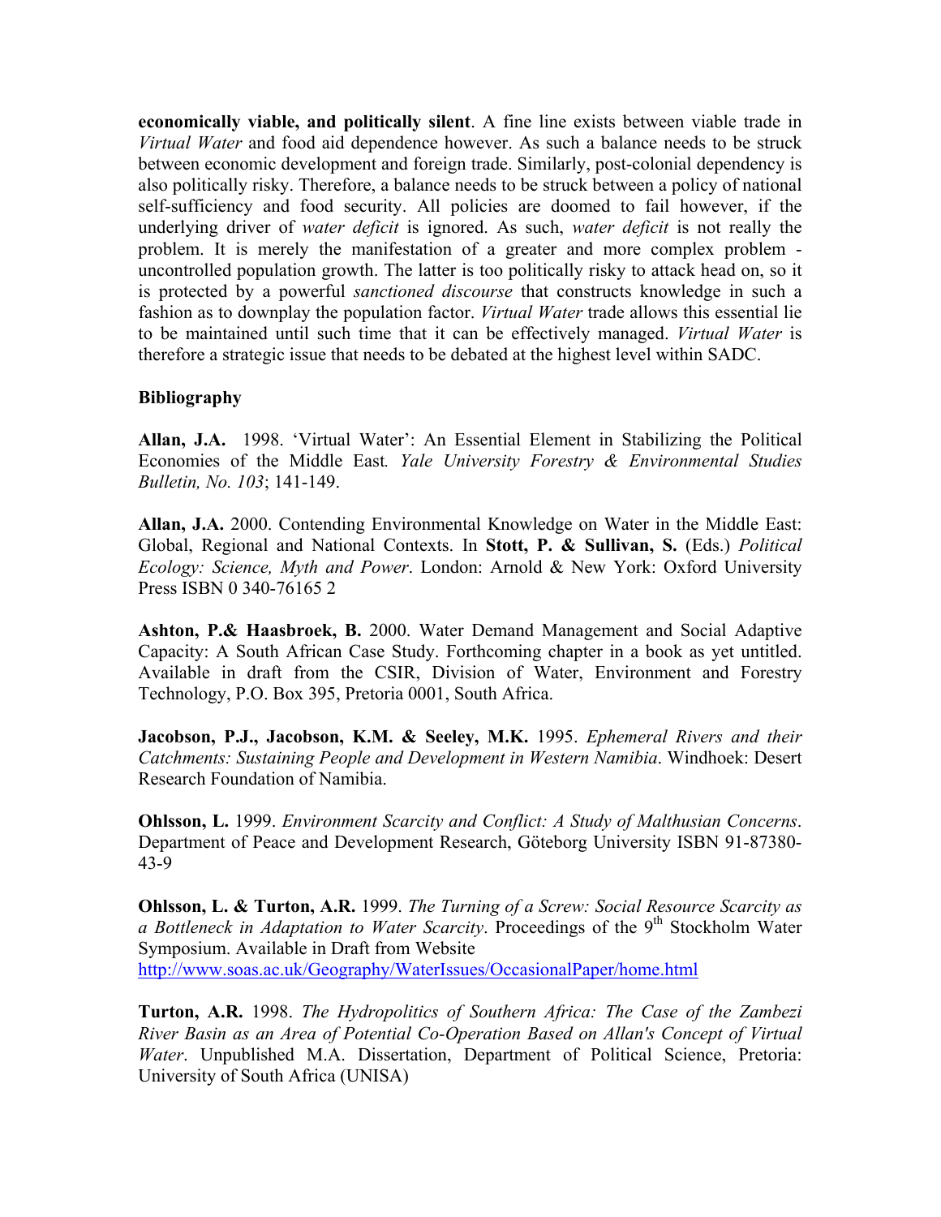**economically viable, and politically silent**. A fine line exists between viable trade in *Virtual Water* and food aid dependence however. As such a balance needs to be struck between economic development and foreign trade. Similarly, post-colonial dependency is also politically risky. Therefore, a balance needs to be struck between a policy of national self-sufficiency and food security. All policies are doomed to fail however, if the underlying driver of *water deficit* is ignored. As such, *water deficit* is not really the problem. It is merely the manifestation of a greater and more complex problem - uncontrolled population growth. The latter is too politically risky to attack head on, so it is protected by a powerful *sanctioned discourse* that constructs knowledge in such a fashion as to downplay the population factor. *Virtual Water* trade allows this essential lie to be maintained until such time that it can be effectively managed. *Virtual Water* is therefore a strategic issue that needs to be debated at the highest level within SADC.

**Bibliography**

**Allan, J.A.** 1998. 'Virtual Water': An Essential Element in Stabilizing the Political Economies of the Middle East*. Yale University Forestry & Environmental Studies Bulletin, No. 103*; 141-149.

**Allan, J.A.** 2000. Contending Environmental Knowledge on Water in the Middle East: Global, Regional and National Contexts. In **Stott, P. & Sullivan, S.** (Eds.) *Political Ecology: Science, Myth and Power*. London: Arnold & New York: Oxford University Press ISBN 0 340-76165 2

**Ashton, P.& Haasbroek, B.** 2000. Water Demand Management and Social Adaptive Capacity: A South African Case Study. Forthcoming chapter in a book as yet untitled. Available in draft from the CSIR, Division of Water, Environment and Forestry Technology, P.O. Box 395, Pretoria 0001, South Africa.

**Jacobson, P.J., Jacobson, K.M. & Seeley, M.K.** 1995. *Ephemeral Rivers and their Catchments: Sustaining People and Development in Western Namibia*. Windhoek: Desert Research Foundation of Namibia.

**Ohlsson, L.** 1999. *Environment Scarcity and Conflict: A Study of Malthusian Concerns*. Department of Peace and Development Research, Göteborg University ISBN 91-87380-43-9

**Ohlsson, L. & Turton, A.R.** 1999. *The Turning of a Screw: Social Resource Scarcity as a Bottleneck in Adaptation to Water Scarcity*. Proceedings of the 9th Stockholm Water Symposium. Available in Draft from Website http://www.soas.ac.uk/Geography/WaterIssues/OccasionalPaper/home.html

**Turton, A.R.** 1998. *The Hydropolitics of Southern Africa: The Case of the Zambezi River Basin as an Area of Potential Co-Operation Based on Allan's Concept of Virtual Water*. Unpublished M.A. Dissertation, Department of Political Science, Pretoria: University of South Africa (UNISA)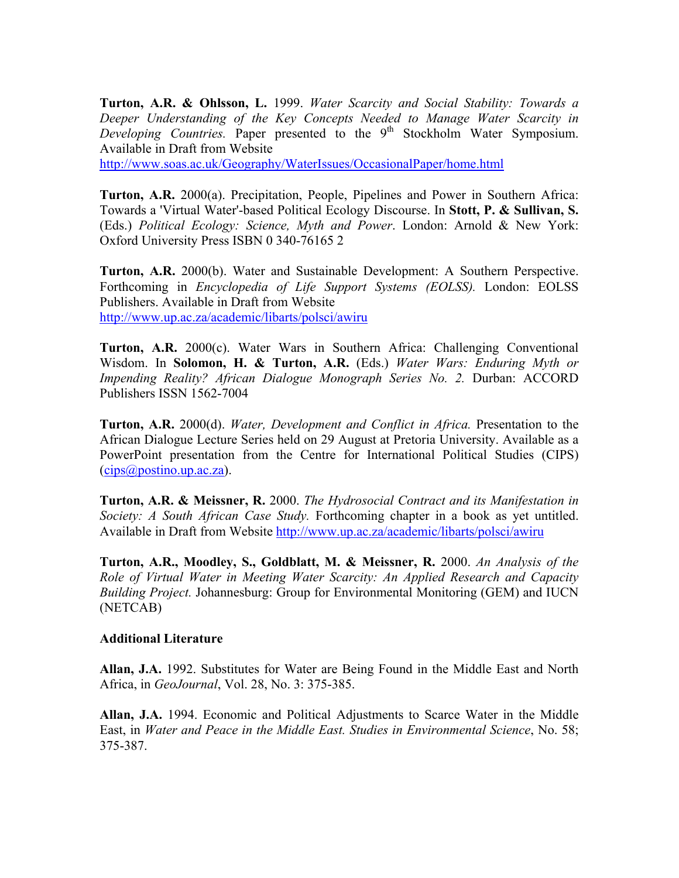**Turton, A.R. & Ohlsson, L.** 1999. *Water Scarcity and Social Stability: Towards a Deeper Understanding of the Key Concepts Needed to Manage Water Scarcity in Developing Countries.* Paper presented to the 9th Stockholm Water Symposium. Available in Draft from Website http://www.soas.ac.uk/Geography/WaterIssues/OccasionalPaper/home.html

**Turton, A.R.** 2000(a). Precipitation, People, Pipelines and Power in Southern Africa: Towards a 'Virtual Water'-based Political Ecology Discourse. In **Stott, P. & Sullivan, S.** (Eds.) *Political Ecology: Science, Myth and Power*. London: Arnold & New York: Oxford University Press ISBN 0 340-76165 2

**Turton, A.R.** 2000(b). Water and Sustainable Development: A Southern Perspective. Forthcoming in *Encyclopedia of Life Support Systems (EOLSS).* London: EOLSS Publishers. Available in Draft from Website http://www.up.ac.za/academic/libarts/polsci/awiru

**Turton, A.R.** 2000(c). Water Wars in Southern Africa: Challenging Conventional Wisdom. In **Solomon, H. & Turton, A.R.** (Eds.) *Water Wars: Enduring Myth or Impending Reality? African Dialogue Monograph Series No. 2.* Durban: ACCORD Publishers ISSN 1562-7004

**Turton, A.R.** 2000(d). *Water, Development and Conflict in Africa.* Presentation to the African Dialogue Lecture Series held on 29 August at Pretoria University. Available as a PowerPoint presentation from the Centre for International Political Studies (CIPS) (cips@postino.up.ac.za).

**Turton, A.R. & Meissner, R.** 2000. *The Hydrosocial Contract and its Manifestation in Society: A South African Case Study.* Forthcoming chapter in a book as yet untitled. Available in Draft from Website http://www.up.ac.za/academic/libarts/polsci/awiru

**Turton, A.R., Moodley, S., Goldblatt, M. & Meissner, R.** 2000. *An Analysis of the Role of Virtual Water in Meeting Water Scarcity: An Applied Research and Capacity Building Project.* Johannesburg: Group for Environmental Monitoring (GEM) and IUCN (NETCAB)

**Additional Literature**

**Allan, J.A.** 1992. Substitutes for Water are Being Found in the Middle East and North Africa, in *GeoJournal*, Vol. 28, No. 3: 375-385.

**Allan, J.A.** 1994. Economic and Political Adjustments to Scarce Water in the Middle East, in *Water and Peace in the Middle East. Studies in Environmental Science*, No. 58; 375-387.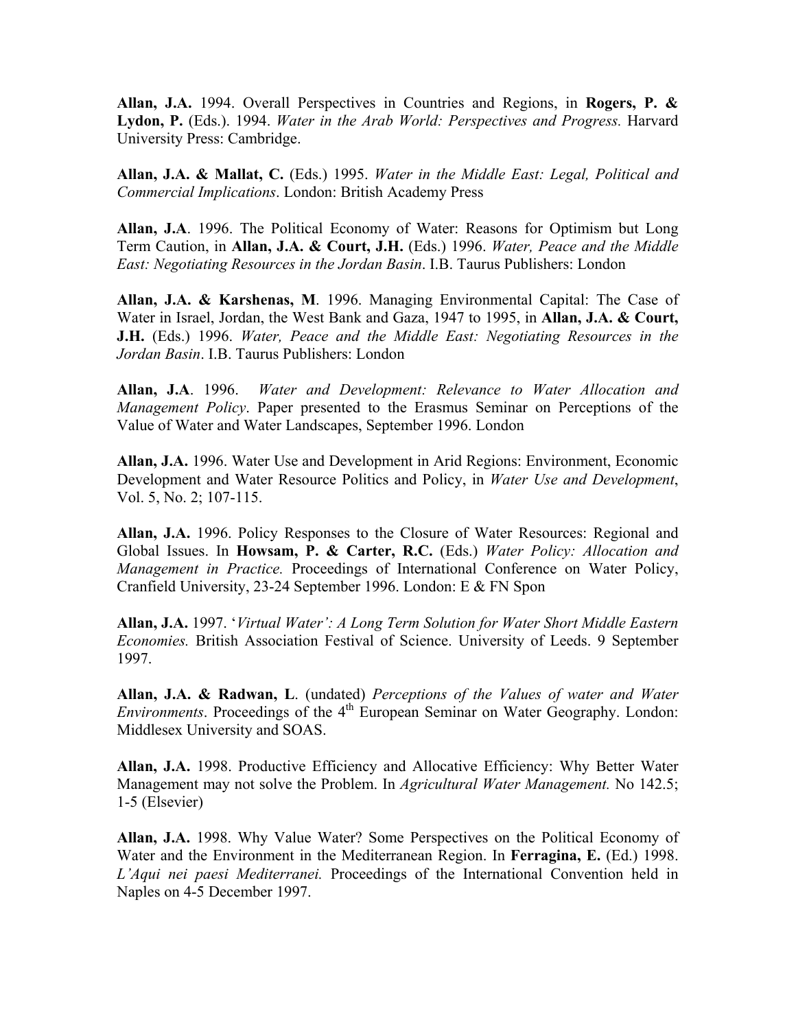**Allan, J.A.** 1994. Overall Perspectives in Countries and Regions, in **Rogers, P. & Lydon, P.** (Eds.). 1994. *Water in the Arab World: Perspectives and Progress.* Harvard University Press: Cambridge.

**Allan, J.A. & Mallat, C.** (Eds.) 1995. *Water in the Middle East: Legal, Political and Commercial Implications*. London: British Academy Press

**Allan, J.A**. 1996. The Political Economy of Water: Reasons for Optimism but Long Term Caution, in **Allan, J.A. & Court, J.H.** (Eds.) 1996. *Water, Peace and the Middle East: Negotiating Resources in the Jordan Basin*. I.B. Taurus Publishers: London

**Allan, J.A. & Karshenas, M**. 1996. Managing Environmental Capital: The Case of Water in Israel, Jordan, the West Bank and Gaza, 1947 to 1995, in **Allan, J.A. & Court, J.H.** (Eds.) 1996. *Water, Peace and the Middle East: Negotiating Resources in the Jordan Basin*. I.B. Taurus Publishers: London

**Allan, J.A**. 1996. *Water and Development: Relevance to Water Allocation and Management Policy*. Paper presented to the Erasmus Seminar on Perceptions of the Value of Water and Water Landscapes, September 1996. London

**Allan, J.A.** 1996. Water Use and Development in Arid Regions: Environment, Economic Development and Water Resource Politics and Policy, in *Water Use and Development*, Vol. 5, No. 2; 107-115.

**Allan, J.A.** 1996. Policy Responses to the Closure of Water Resources: Regional and Global Issues. In **Howsam, P. & Carter, R.C.** (Eds.) *Water Policy: Allocation and Management in Practice.* Proceedings of International Conference on Water Policy, Cranfield University, 23-24 September 1996. London: E & FN Spon

**Allan, J.A.** 1997. '*Virtual Water': A Long Term Solution for Water Short Middle Eastern Economies.* British Association Festival of Science. University of Leeds. 9 September 1997.

**Allan, J.A. & Radwan, L**. (undated) *Perceptions of the Values of water and Water Environments*. Proceedings of the 4th European Seminar on Water Geography. London: Middlesex University and SOAS.

**Allan, J.A.** 1998. Productive Efficiency and Allocative Efficiency: Why Better Water Management may not solve the Problem. In *Agricultural Water Management.* No 142.5; 1-5 (Elsevier)

**Allan, J.A.** 1998. Why Value Water? Some Perspectives on the Political Economy of Water and the Environment in the Mediterranean Region. In **Ferragina, E.** (Ed.) 1998. *L'Aqui nei paesi Mediterranei.* Proceedings of the International Convention held in Naples on 4-5 December 1997.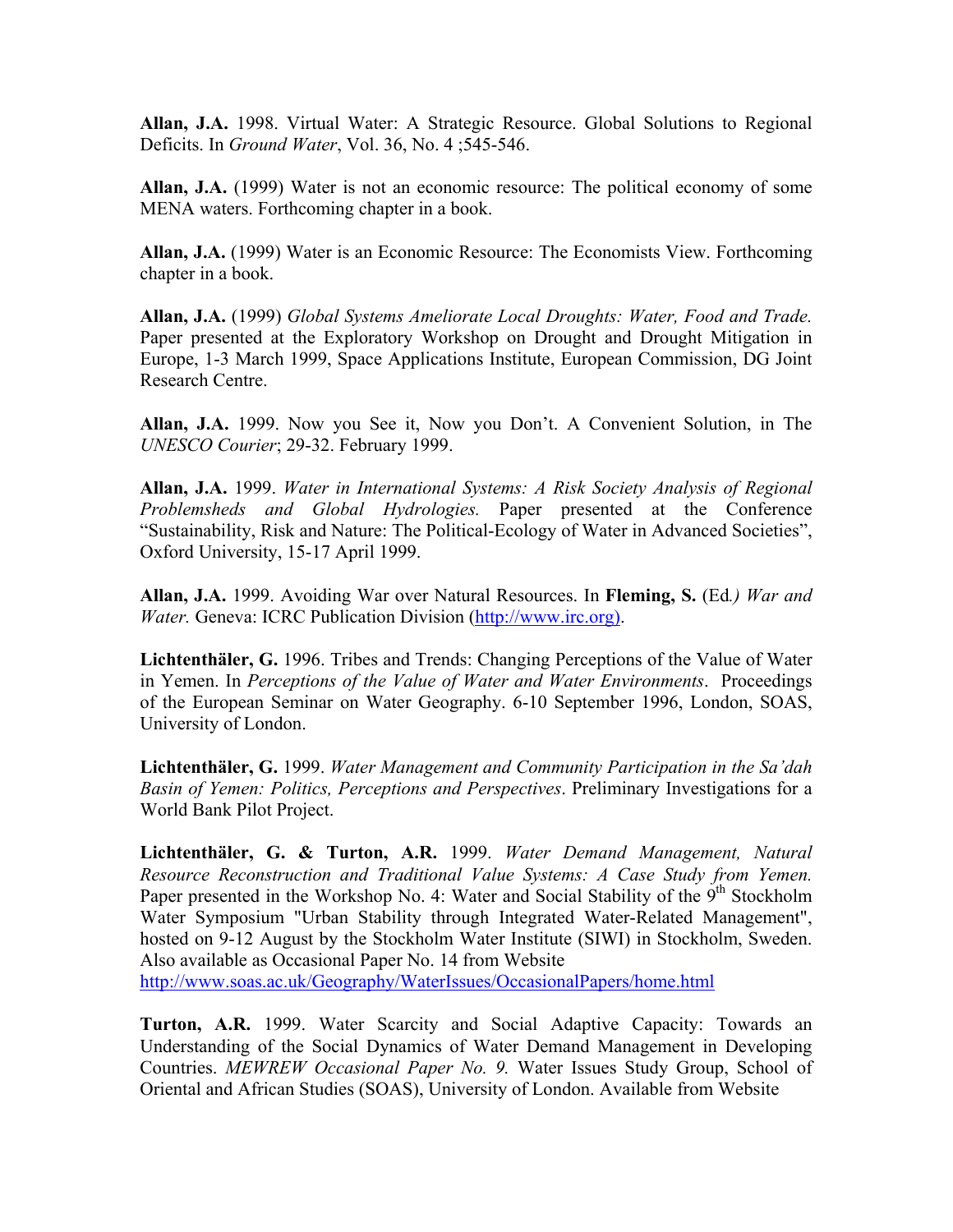**Allan, J.A.** 1998. Virtual Water: A Strategic Resource. Global Solutions to Regional Deficits. In *Ground Water*, Vol. 36, No. 4 ;545-546.

**Allan, J.A.** (1999) Water is not an economic resource: The political economy of some MENA waters. Forthcoming chapter in a book.

**Allan, J.A.** (1999) Water is an Economic Resource: The Economists View. Forthcoming chapter in a book.

**Allan, J.A.** (1999) *Global Systems Ameliorate Local Droughts: Water, Food and Trade.* Paper presented at the Exploratory Workshop on Drought and Drought Mitigation in Europe, 1-3 March 1999, Space Applications Institute, European Commission, DG Joint Research Centre.

**Allan, J.A.** 1999. Now you See it, Now you Don't. A Convenient Solution, in The *UNESCO Courier*; 29-32. February 1999.

**Allan, J.A.** 1999. *Water in International Systems: A Risk Society Analysis of Regional Problemsheds and Global Hydrologies.* Paper presented at the Conference "Sustainability, Risk and Nature: The Political-Ecology of Water in Advanced Societies", Oxford University, 15-17 April 1999.

**Allan, J.A.** 1999. Avoiding War over Natural Resources. In **Fleming, S.** (Ed*.) War and Water.* Geneva: ICRC Publication Division (http://www.irc.org).

**Lichtenthäler, G.** 1996. Tribes and Trends: Changing Perceptions of the Value of Water in Yemen. In *Perceptions of the Value of Water and Water Environments*. Proceedings of the European Seminar on Water Geography. 6-10 September 1996, London, SOAS, University of London.

**Lichtenthäler, G.** 1999. *Water Management and Community Participation in the Sa'dah Basin of Yemen: Politics, Perceptions and Perspectives*. Preliminary Investigations for a World Bank Pilot Project.

**Lichtenthäler, G. & Turton, A.R.** 1999. *Water Demand Management, Natural Resource Reconstruction and Traditional Value Systems: A Case Study from Yemen.* Paper presented in the Workshop No. 4: Water and Social Stability of the 9th Stockholm Water Symposium "Urban Stability through Integrated Water-Related Management", hosted on 9-12 August by the Stockholm Water Institute (SIWI) in Stockholm, Sweden. Also available as Occasional Paper No. 14 from Website http://www.soas.ac.uk/Geography/WaterIssues/OccasionalPapers/home.html

**Turton, A.R.** 1999. Water Scarcity and Social Adaptive Capacity: Towards an Understanding of the Social Dynamics of Water Demand Management in Developing Countries. *MEWREW Occasional Paper No. 9.* Water Issues Study Group, School of Oriental and African Studies (SOAS), University of London. Available from Website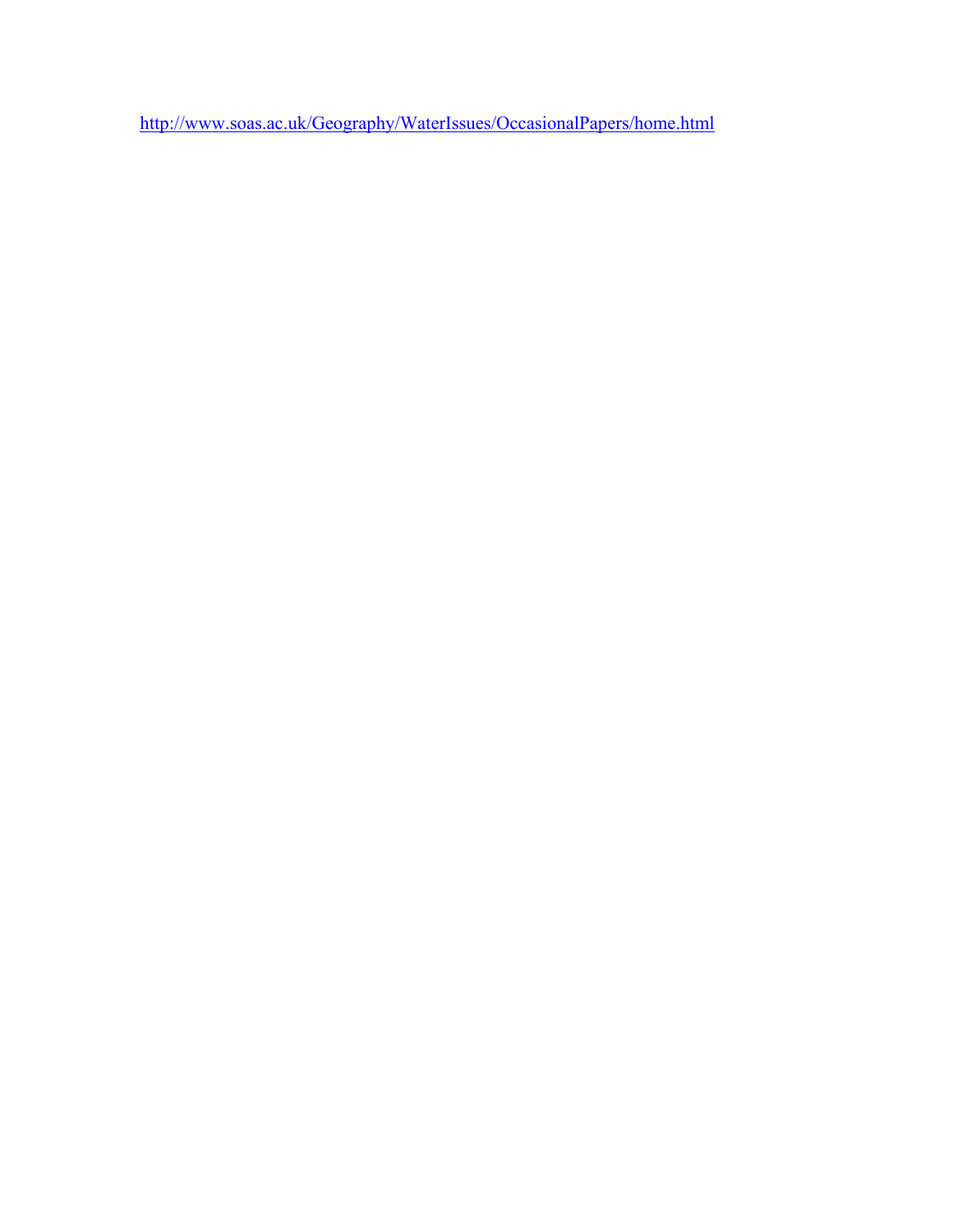http://www.soas.ac.uk/Geography/WaterIssues/OccasionalPapers/home.html